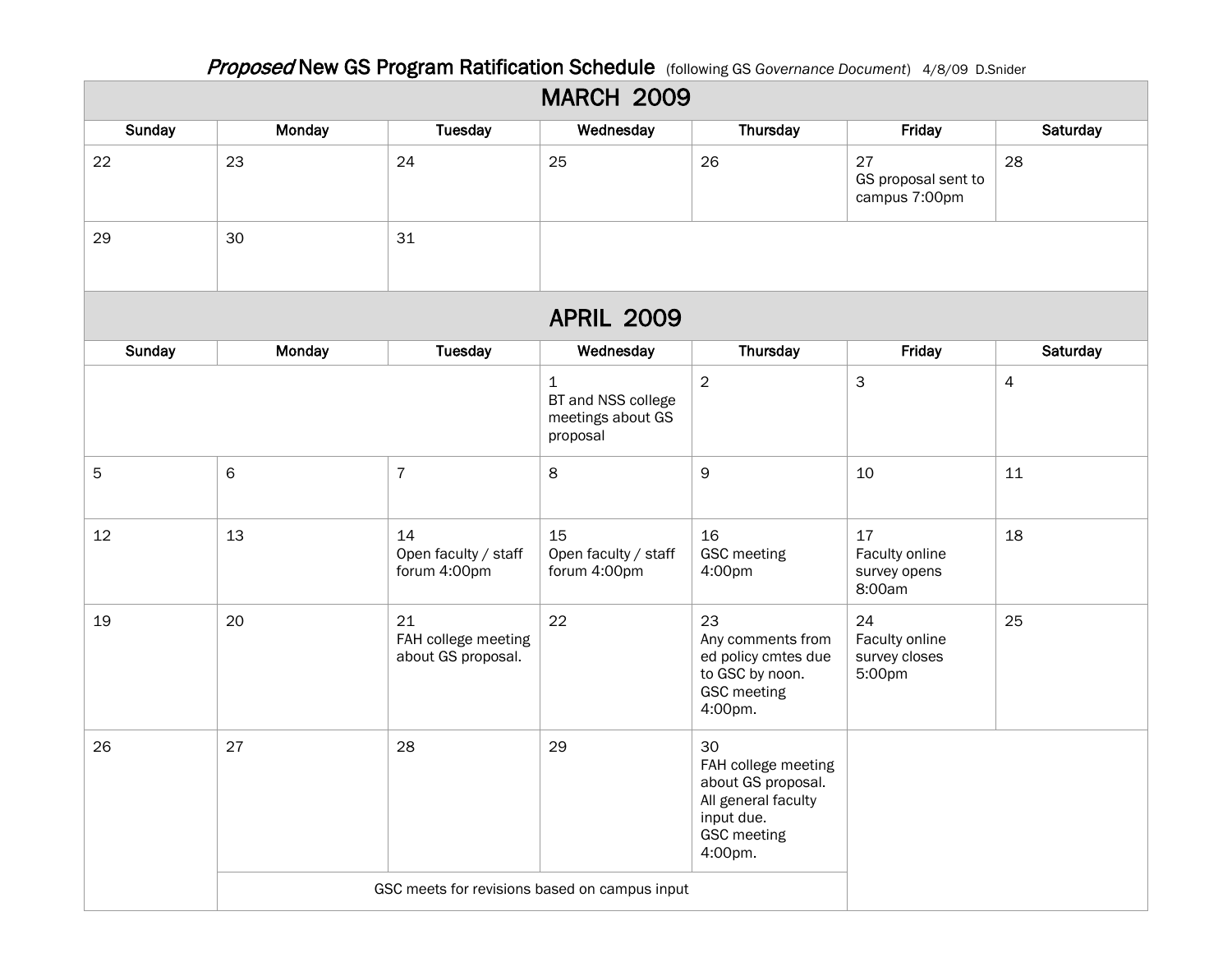# *Proposed* New GS Program Ratification Schedule (following GS *Governance Document*) 4/8/09 D.Snider

## MARCH 2009

| Sunday | Monday | Tuesday | Wednesday | Thursday | Friday | Saturday |
|---|---|---|---|---|---|---|
| 22 | 23 | 24 | 25 | 26 | 27<br>GS proposal sent to campus 7:00pm | 28 |
| 29 | 30 | 31 | | | | |

## APRIL 2009

| Sunday | Monday | Tuesday | Wednesday | Thursday | Friday | Saturday |
|---|---|---|---|---|---|---|
| | | | 1<br>BT and NSS college meetings about GS proposal | 2 | 3 | 4 |
| 5 | 6 | 7 | 8 | 9 | 10 | 11 |
| 12 | 13 | 14<br>Open faculty / staff forum 4:00pm | 15<br>Open faculty / staff forum 4:00pm | 16<br>GSC meeting 4:00pm | 17<br>Faculty online survey opens 8:00am | 18 |
| 19 | 20 | 21<br>FAH college meeting about GS proposal. | 22 | 23<br>Any comments from ed policy cmtes due to GSC by noon.<br>GSC meeting 4:00pm. | 24<br>Faculty online survey closes 5:00pm | 25 |
| 26 | 27 | 28 | 29 | 30<br>FAH college meeting about GS proposal.<br>All general faculty input due.<br>GSC meeting 4:00pm. | | |
| | GSC meets for revisions based on campus input | | | | | |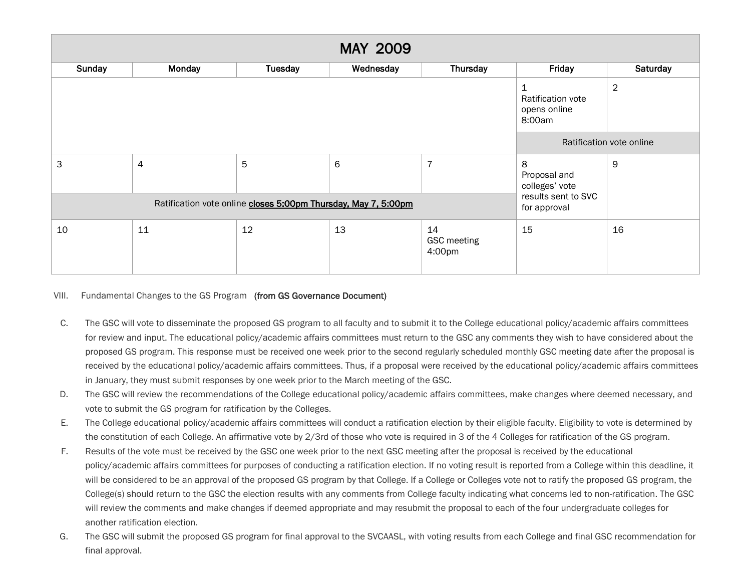| MAY 2009 | | | | | | |
|---|---|---|---|---|---|---|
| **Sunday** | **Monday** | **Tuesday** | **Wednesday** | **Thursday** | **Friday** | **Saturday** |
| | | | | | 1 Ratification vote opens online 8:00am | 2 |
| | | | | | Ratification vote online | |
| 3 | 4 | 5 | 6 | 7 | 8 Proposal and colleges' vote results sent to SVC for approval | 9 |
| Ratification vote online **closes 5:00pm Thursday, May 7, 5:00pm** | | | | | | |
| 10 | 11 | 12 | 13 | 14 GSC meeting 4:00pm | 15 | 16 |

VIII. Fundamental Changes to the GS Program **(from GS Governance Document)**

C. The GSC will vote to disseminate the proposed GS program to all faculty and to submit it to the College educational policy/academic affairs committees for review and input. The educational policy/academic affairs committees must return to the GSC any comments they wish to have considered about the proposed GS program. This response must be received one week prior to the second regularly scheduled monthly GSC meeting date after the proposal is received by the educational policy/academic affairs committees. Thus, if a proposal were received by the educational policy/academic affairs committees in January, they must submit responses by one week prior to the March meeting of the GSC.

D. The GSC will review the recommendations of the College educational policy/academic affairs committees, make changes where deemed necessary, and vote to submit the GS program for ratification by the Colleges.

E. The College educational policy/academic affairs committees will conduct a ratification election by their eligible faculty. Eligibility to vote is determined by the constitution of each College. An affirmative vote by 2/3rd of those who vote is required in 3 of the 4 Colleges for ratification of the GS program.

F. Results of the vote must be received by the GSC one week prior to the next GSC meeting after the proposal is received by the educational policy/academic affairs committees for purposes of conducting a ratification election. If no voting result is reported from a College within this deadline, it will be considered to be an approval of the proposed GS program by that College. If a College or Colleges vote not to ratify the proposed GS program, the College(s) should return to the GSC the election results with any comments from College faculty indicating what concerns led to non-ratification. The GSC will review the comments and make changes if deemed appropriate and may resubmit the proposal to each of the four undergraduate colleges for another ratification election.

G. The GSC will submit the proposed GS program for final approval to the SVCAASL, with voting results from each College and final GSC recommendation for final approval.